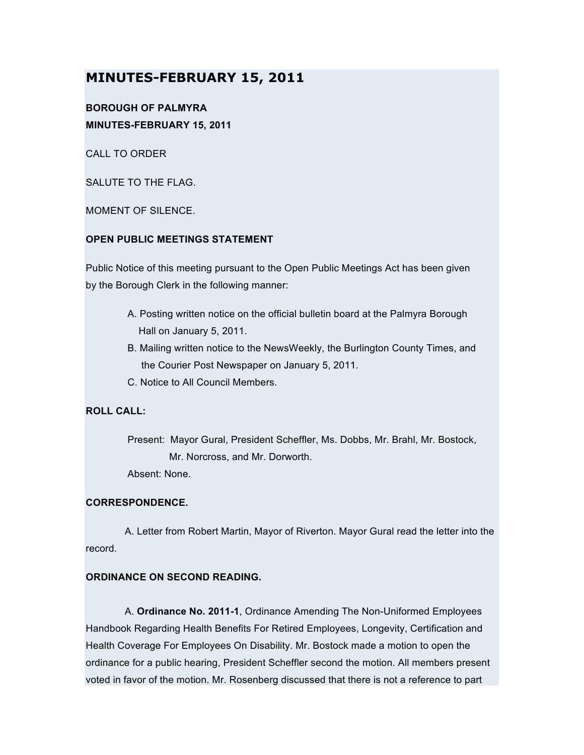# MINUTES-FEBRUARY 15, 2011

**BOROUGH OF PALMYRA**
**MINUTES-FEBRUARY 15, 2011**

CALL TO ORDER

SALUTE TO THE FLAG.

MOMENT OF SILENCE.

**OPEN PUBLIC MEETINGS STATEMENT**

Public Notice of this meeting pursuant to the Open Public Meetings Act has been given by the Borough Clerk in the following manner:

A. Posting written notice on the official bulletin board at the Palmyra Borough Hall on January 5, 2011.
B. Mailing written notice to the NewsWeekly, the Burlington County Times, and the Courier Post Newspaper on January 5, 2011.
C. Notice to All Council Members.

**ROLL CALL:**

Present: Mayor Gural, President Scheffler, Ms. Dobbs, Mr. Brahl, Mr. Bostock, Mr. Norcross, and Mr. Dorworth.
Absent: None.

**CORRESPONDENCE.**

A. Letter from Robert Martin, Mayor of Riverton. Mayor Gural read the letter into the record.

**ORDINANCE ON SECOND READING.**

A. **Ordinance No. 2011-1**, Ordinance Amending The Non-Uniformed Employees Handbook Regarding Health Benefits For Retired Employees, Longevity, Certification and Health Coverage For Employees On Disability. Mr. Bostock made a motion to open the ordinance for a public hearing, President Scheffler second the motion. All members present voted in favor of the motion. Mr. Rosenberg discussed that there is not a reference to part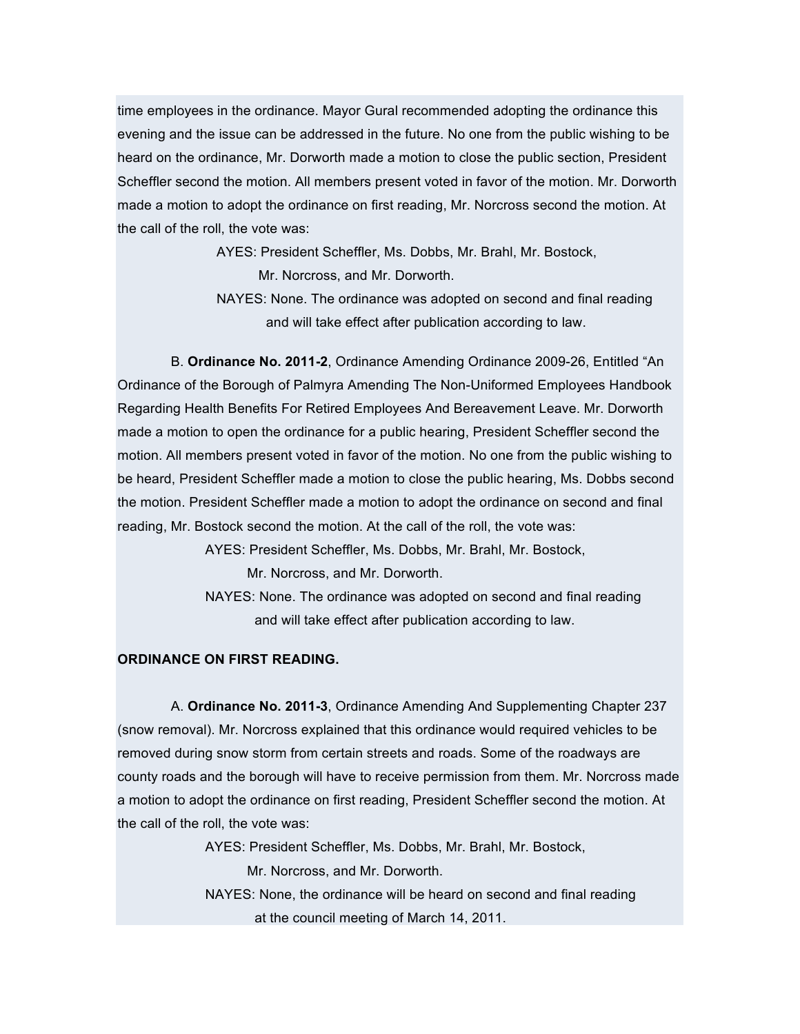time employees in the ordinance. Mayor Gural recommended adopting the ordinance this evening and the issue can be addressed in the future. No one from the public wishing to be heard on the ordinance, Mr. Dorworth made a motion to close the public section, President Scheffler second the motion. All members present voted in favor of the motion. Mr. Dorworth made a motion to adopt the ordinance on first reading, Mr. Norcross second the motion. At the call of the roll, the vote was:

AYES: President Scheffler, Ms. Dobbs, Mr. Brahl, Mr. Bostock, Mr. Norcross, and Mr. Dorworth.

NAYES: None. The ordinance was adopted on second and final reading and will take effect after publication according to law.

B. **Ordinance No. 2011-2**, Ordinance Amending Ordinance 2009-26, Entitled "An Ordinance of the Borough of Palmyra Amending The Non-Uniformed Employees Handbook Regarding Health Benefits For Retired Employees And Bereavement Leave. Mr. Dorworth made a motion to open the ordinance for a public hearing, President Scheffler second the motion. All members present voted in favor of the motion. No one from the public wishing to be heard, President Scheffler made a motion to close the public hearing, Ms. Dobbs second the motion. President Scheffler made a motion to adopt the ordinance on second and final reading, Mr. Bostock second the motion. At the call of the roll, the vote was:

AYES: President Scheffler, Ms. Dobbs, Mr. Brahl, Mr. Bostock, Mr. Norcross, and Mr. Dorworth.

NAYES: None. The ordinance was adopted on second and final reading and will take effect after publication according to law.

**ORDINANCE ON FIRST READING.**

A. **Ordinance No. 2011-3**, Ordinance Amending And Supplementing Chapter 237 (snow removal). Mr. Norcross explained that this ordinance would required vehicles to be removed during snow storm from certain streets and roads. Some of the roadways are county roads and the borough will have to receive permission from them. Mr. Norcross made a motion to adopt the ordinance on first reading, President Scheffler second the motion. At the call of the roll, the vote was:

AYES: President Scheffler, Ms. Dobbs, Mr. Brahl, Mr. Bostock, Mr. Norcross, and Mr. Dorworth.

NAYES: None, the ordinance will be heard on second and final reading at the council meeting of March 14, 2011.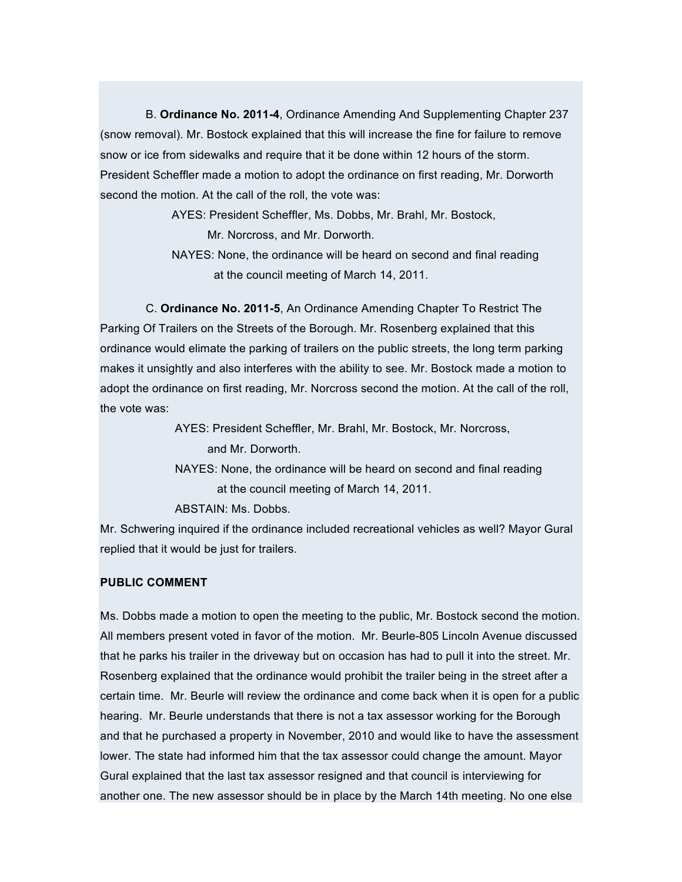B. **Ordinance No. 2011-4**, Ordinance Amending And Supplementing Chapter 237 (snow removal). Mr. Bostock explained that this will increase the fine for failure to remove snow or ice from sidewalks and require that it be done within 12 hours of the storm. President Scheffler made a motion to adopt the ordinance on first reading, Mr. Dorworth second the motion. At the call of the roll, the vote was:

AYES: President Scheffler, Ms. Dobbs, Mr. Brahl, Mr. Bostock, Mr. Norcross, and Mr. Dorworth.

NAYES: None, the ordinance will be heard on second and final reading at the council meeting of March 14, 2011.

C. **Ordinance No. 2011-5**, An Ordinance Amending Chapter To Restrict The Parking Of Trailers on the Streets of the Borough. Mr. Rosenberg explained that this ordinance would elimate the parking of trailers on the public streets, the long term parking makes it unsightly and also interferes with the ability to see. Mr. Bostock made a motion to adopt the ordinance on first reading, Mr. Norcross second the motion. At the call of the roll, the vote was:

AYES: President Scheffler, Mr. Brahl, Mr. Bostock, Mr. Norcross, and Mr. Dorworth.

NAYES: None, the ordinance will be heard on second and final reading at the council meeting of March 14, 2011.

ABSTAIN: Ms. Dobbs.

Mr. Schwering inquired if the ordinance included recreational vehicles as well? Mayor Gural replied that it would be just for trailers.

**PUBLIC COMMENT**

Ms. Dobbs made a motion to open the meeting to the public, Mr. Bostock second the motion. All members present voted in favor of the motion. Mr. Beurle-805 Lincoln Avenue discussed that he parks his trailer in the driveway but on occasion has had to pull it into the street. Mr. Rosenberg explained that the ordinance would prohibit the trailer being in the street after a certain time. Mr. Beurle will review the ordinance and come back when it is open for a public hearing. Mr. Beurle understands that there is not a tax assessor working for the Borough and that he purchased a property in November, 2010 and would like to have the assessment lower. The state had informed him that the tax assessor could change the amount. Mayor Gural explained that the last tax assessor resigned and that council is interviewing for another one. The new assessor should be in place by the March 14th meeting. No one else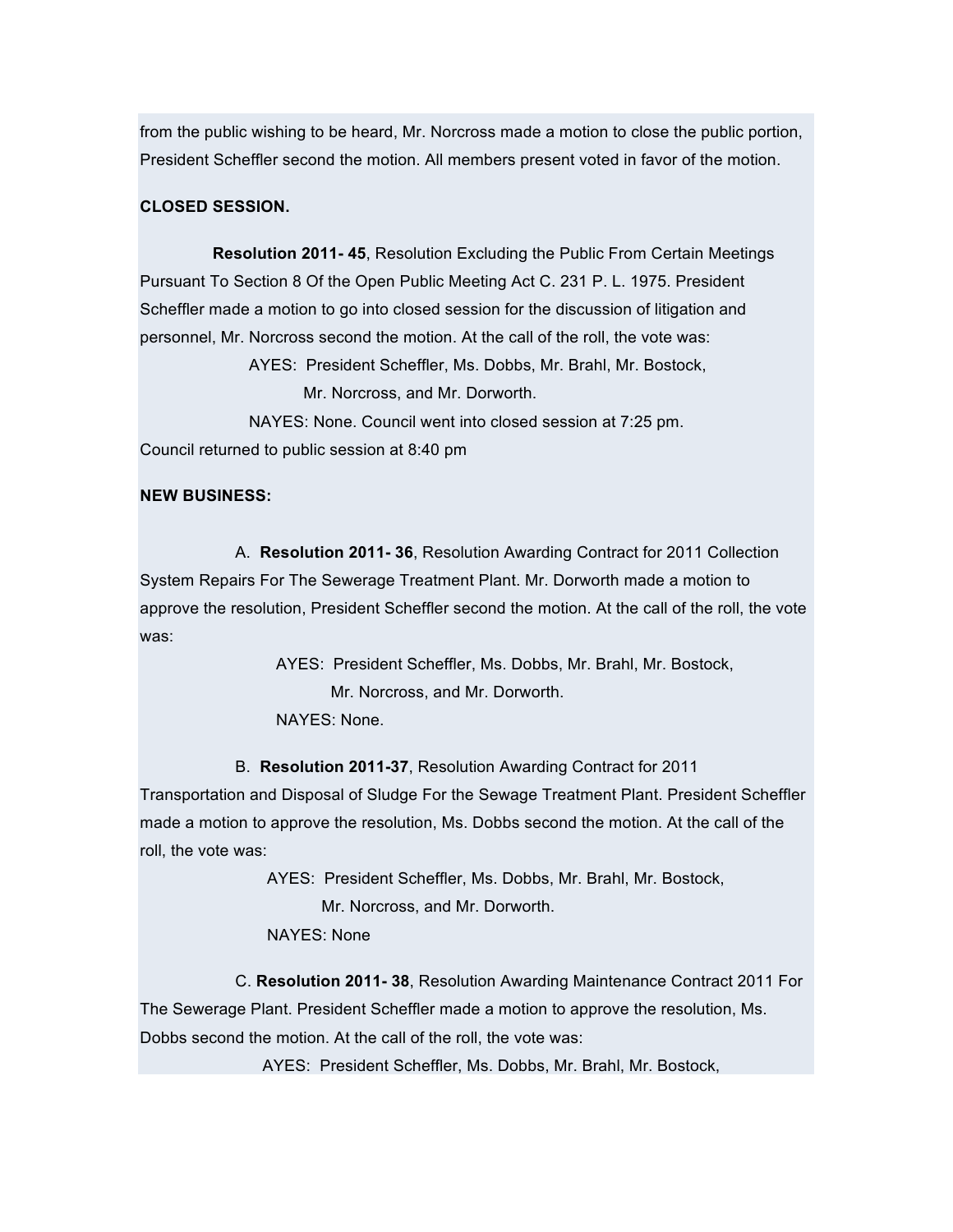from the public wishing to be heard, Mr. Norcross made a motion to close the public portion, President Scheffler second the motion. All members present voted in favor of the motion.

**CLOSED SESSION.**

**Resolution 2011- 45**, Resolution Excluding the Public From Certain Meetings Pursuant To Section 8 Of the Open Public Meeting Act C. 231 P. L. 1975. President Scheffler made a motion to go into closed session for the discussion of litigation and personnel, Mr. Norcross second the motion. At the call of the roll, the vote was:

AYES: President Scheffler, Ms. Dobbs, Mr. Brahl, Mr. Bostock, Mr. Norcross, and Mr. Dorworth.

NAYES: None. Council went into closed session at 7:25 pm.

Council returned to public session at 8:40 pm

**NEW BUSINESS:**

A. **Resolution 2011- 36**, Resolution Awarding Contract for 2011 Collection System Repairs For The Sewerage Treatment Plant. Mr. Dorworth made a motion to approve the resolution, President Scheffler second the motion. At the call of the roll, the vote was:

AYES: President Scheffler, Ms. Dobbs, Mr. Brahl, Mr. Bostock, Mr. Norcross, and Mr. Dorworth.

NAYES: None.

B. **Resolution 2011-37**, Resolution Awarding Contract for 2011 Transportation and Disposal of Sludge For the Sewage Treatment Plant. President Scheffler made a motion to approve the resolution, Ms. Dobbs second the motion. At the call of the roll, the vote was:

AYES: President Scheffler, Ms. Dobbs, Mr. Brahl, Mr. Bostock, Mr. Norcross, and Mr. Dorworth.

NAYES: None

C. **Resolution 2011- 38**, Resolution Awarding Maintenance Contract 2011 For The Sewerage Plant. President Scheffler made a motion to approve the resolution, Ms. Dobbs second the motion. At the call of the roll, the vote was:

AYES: President Scheffler, Ms. Dobbs, Mr. Brahl, Mr. Bostock,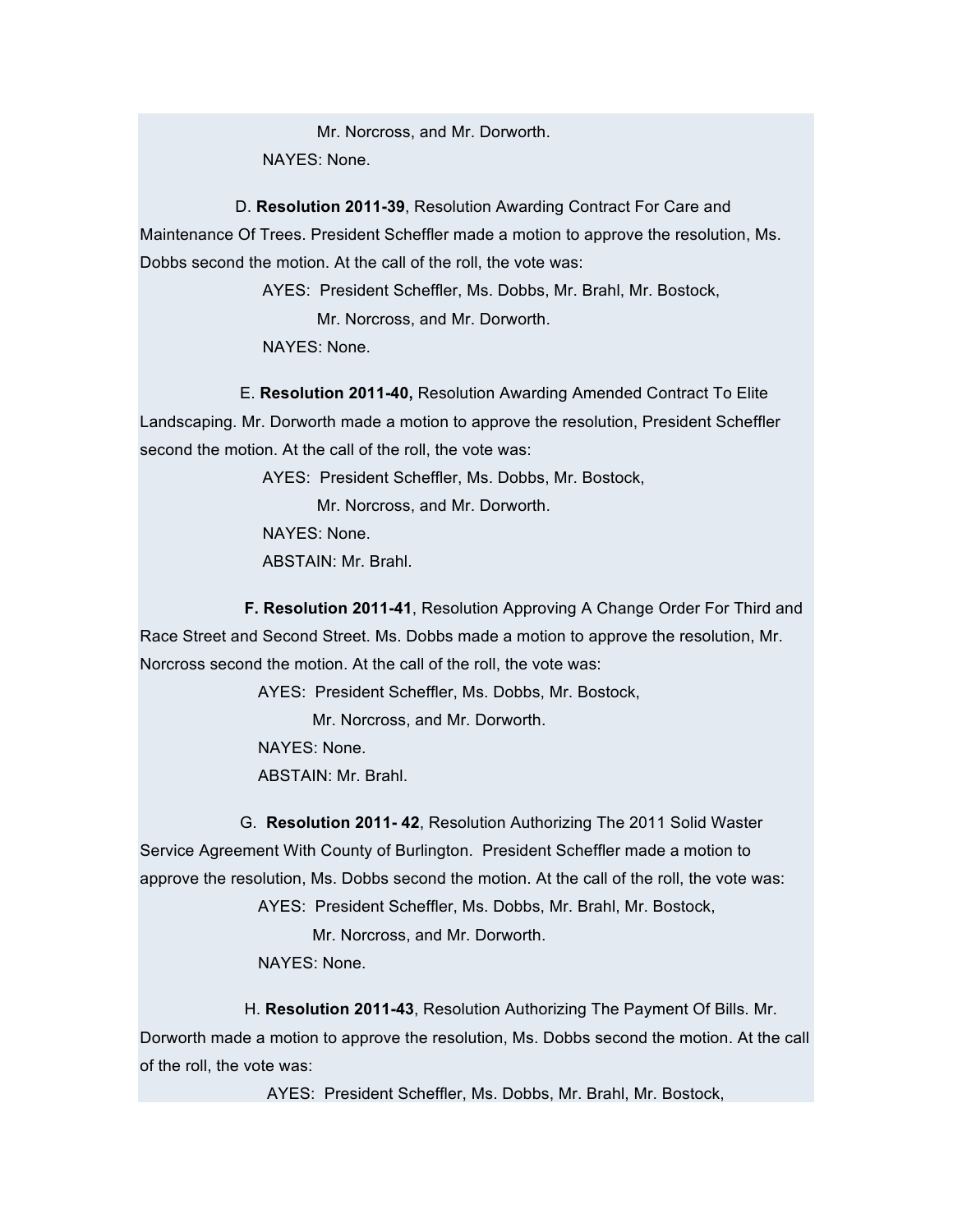Mr. Norcross, and Mr. Dorworth.

NAYES: None.

D. **Resolution 2011-39**, Resolution Awarding Contract For Care and Maintenance Of Trees. President Scheffler made a motion to approve the resolution, Ms. Dobbs second the motion. At the call of the roll, the vote was:

AYES: President Scheffler, Ms. Dobbs, Mr. Brahl, Mr. Bostock, Mr. Norcross, and Mr. Dorworth.

NAYES: None.

E. **Resolution 2011-40,** Resolution Awarding Amended Contract To Elite Landscaping. Mr. Dorworth made a motion to approve the resolution, President Scheffler second the motion. At the call of the roll, the vote was:

AYES: President Scheffler, Ms. Dobbs, Mr. Bostock, Mr. Norcross, and Mr. Dorworth.

NAYES: None.

ABSTAIN: Mr. Brahl.

**F. Resolution 2011-41**, Resolution Approving A Change Order For Third and Race Street and Second Street. Ms. Dobbs made a motion to approve the resolution, Mr. Norcross second the motion. At the call of the roll, the vote was:

AYES: President Scheffler, Ms. Dobbs, Mr. Bostock, Mr. Norcross, and Mr. Dorworth.

NAYES: None.

ABSTAIN: Mr. Brahl.

G. **Resolution 2011- 42**, Resolution Authorizing The 2011 Solid Waster Service Agreement With County of Burlington. President Scheffler made a motion to approve the resolution, Ms. Dobbs second the motion. At the call of the roll, the vote was:

AYES: President Scheffler, Ms. Dobbs, Mr. Brahl, Mr. Bostock, Mr. Norcross, and Mr. Dorworth.

NAYES: None.

H. **Resolution 2011-43**, Resolution Authorizing The Payment Of Bills. Mr. Dorworth made a motion to approve the resolution, Ms. Dobbs second the motion. At the call of the roll, the vote was:

AYES: President Scheffler, Ms. Dobbs, Mr. Brahl, Mr. Bostock,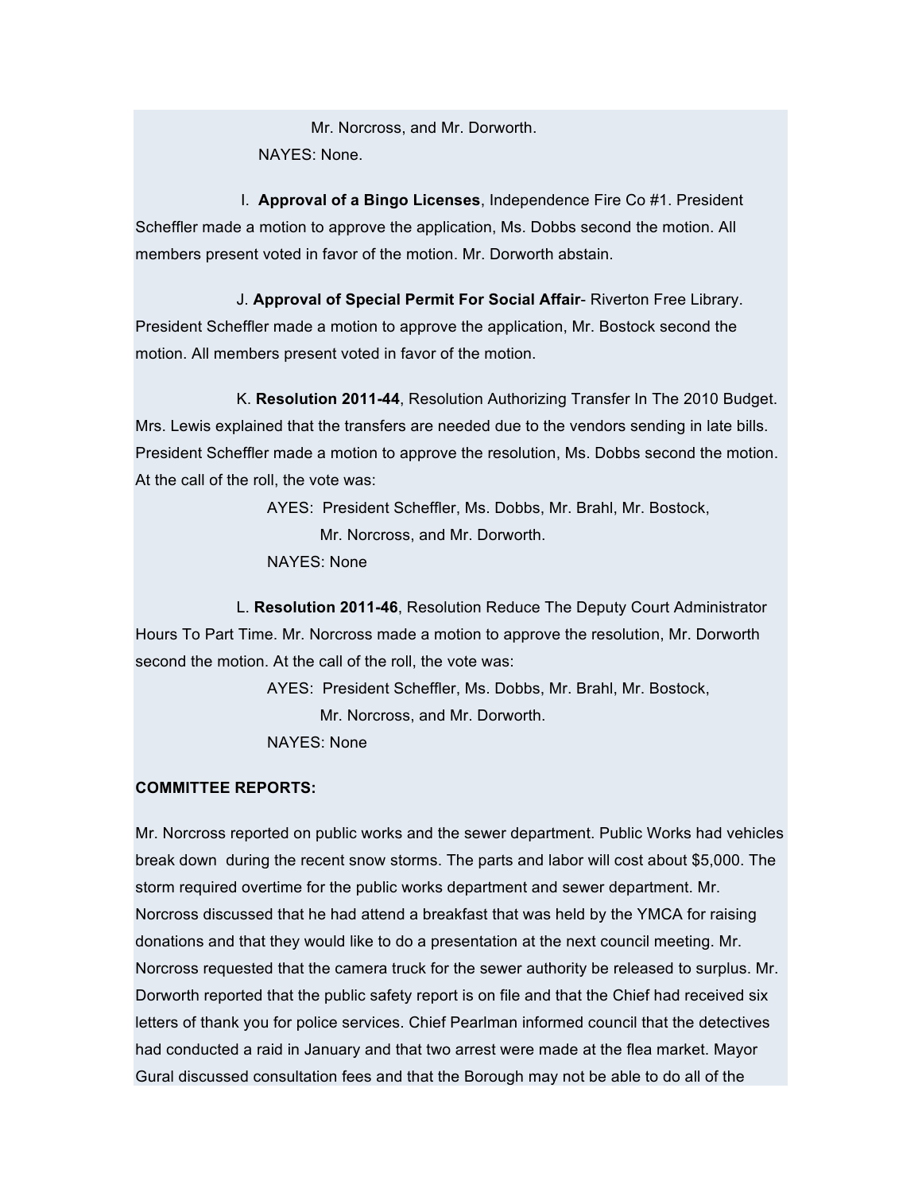Mr. Norcross, and Mr. Dorworth.

NAYES: None.

I. **Approval of a Bingo Licenses**, Independence Fire Co #1. President Scheffler made a motion to approve the application, Ms. Dobbs second the motion. All members present voted in favor of the motion. Mr. Dorworth abstain.

J. **Approval of Special Permit For Social Affair**- Riverton Free Library. President Scheffler made a motion to approve the application, Mr. Bostock second the motion. All members present voted in favor of the motion.

K. **Resolution 2011-44**, Resolution Authorizing Transfer In The 2010 Budget. Mrs. Lewis explained that the transfers are needed due to the vendors sending in late bills. President Scheffler made a motion to approve the resolution, Ms. Dobbs second the motion. At the call of the roll, the vote was:

AYES: President Scheffler, Ms. Dobbs, Mr. Brahl, Mr. Bostock, Mr. Norcross, and Mr. Dorworth.

NAYES: None

L. **Resolution 2011-46**, Resolution Reduce The Deputy Court Administrator Hours To Part Time. Mr. Norcross made a motion to approve the resolution, Mr. Dorworth second the motion. At the call of the roll, the vote was:

AYES: President Scheffler, Ms. Dobbs, Mr. Brahl, Mr. Bostock, Mr. Norcross, and Mr. Dorworth.

NAYES: None

**COMMITTEE REPORTS:**

Mr. Norcross reported on public works and the sewer department. Public Works had vehicles break down during the recent snow storms. The parts and labor will cost about $5,000. The storm required overtime for the public works department and sewer department. Mr. Norcross discussed that he had attend a breakfast that was held by the YMCA for raising donations and that they would like to do a presentation at the next council meeting. Mr. Norcross requested that the camera truck for the sewer authority be released to surplus. Mr. Dorworth reported that the public safety report is on file and that the Chief had received six letters of thank you for police services. Chief Pearlman informed council that the detectives had conducted a raid in January and that two arrest were made at the flea market. Mayor Gural discussed consultation fees and that the Borough may not be able to do all of the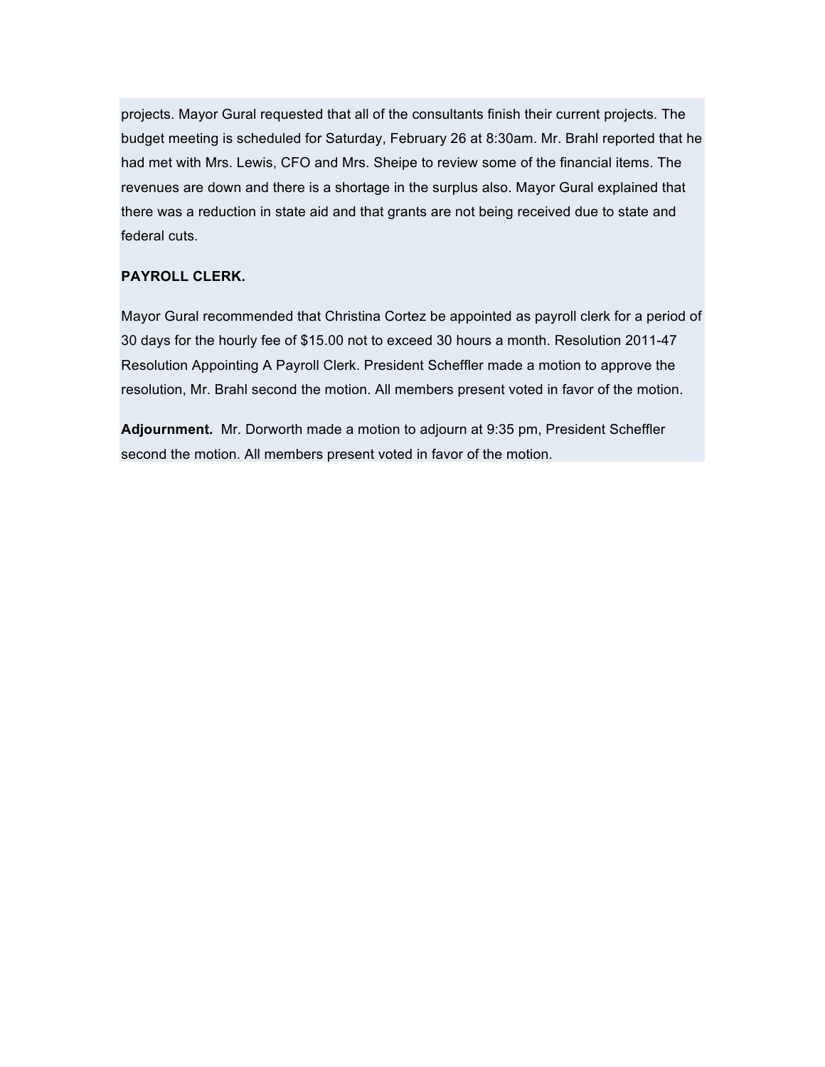projects. Mayor Gural requested that all of the consultants finish their current projects. The budget meeting is scheduled for Saturday, February 26 at 8:30am. Mr. Brahl reported that he had met with Mrs. Lewis, CFO and Mrs. Sheipe to review some of the financial items. The revenues are down and there is a shortage in the surplus also. Mayor Gural explained that there was a reduction in state aid and that grants are not being received due to state and federal cuts.

**PAYROLL CLERK.**

Mayor Gural recommended that Christina Cortez be appointed as payroll clerk for a period of 30 days for the hourly fee of $15.00 not to exceed 30 hours a month. Resolution 2011-47 Resolution Appointing A Payroll Clerk. President Scheffler made a motion to approve the resolution, Mr. Brahl second the motion. All members present voted in favor of the motion.

**Adjournment.** Mr. Dorworth made a motion to adjourn at 9:35 pm, President Scheffler second the motion. All members present voted in favor of the motion.